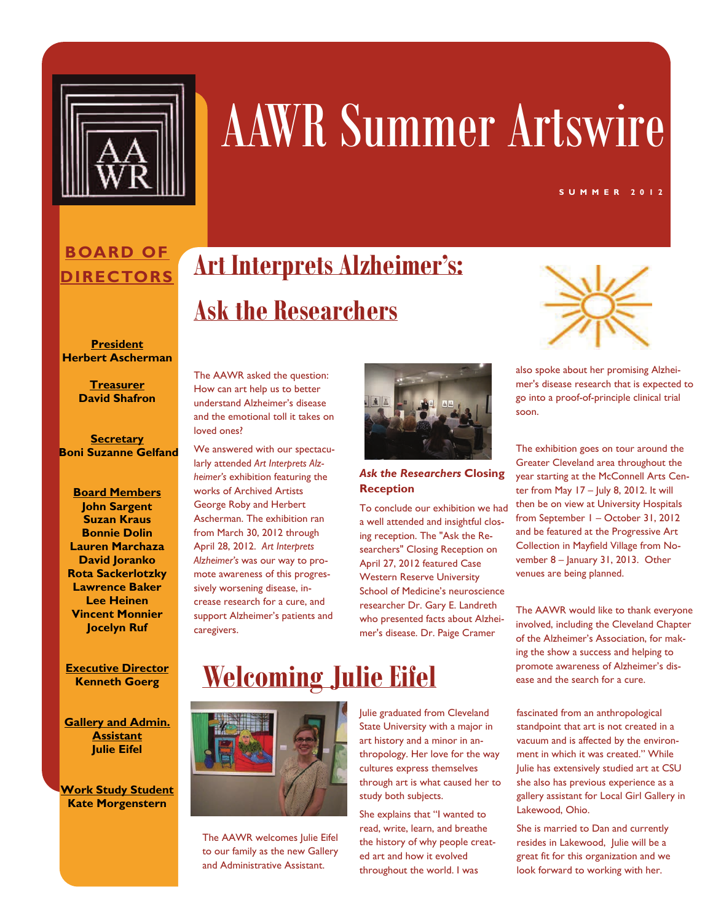# AAWR Summer Artswire

SUMMER 2012

## BOARD OF DIRECTORS

**President**
**Herbert Ascherman**

**Treasurer**
**David Shafron**

**Secretary**
**Boni Suzanne Gelfand**

**Board Members**
**John Sargent**
**Suzan Kraus**
**Bonnie Dolin**
**Lauren Marchaza**
**David Joranko**
**Rota Sackerlotzky**
**Lawrence Baker**
**Lee Heinen**
**Vincent Monnier**
**Jocelyn Ruf**

**Executive Director**
**Kenneth Goerg**

**Gallery and Admin. Assistant**
**Julie Eifel**

**Work Study Student**
**Kate Morgenstern**

## Art Interprets Alzheimer's: Ask the Researchers

The AAWR asked the question: How can art help us to better understand Alzheimer's disease and the emotional toll it takes on loved ones?

We answered with our spectacularly attended *Art Interprets Alzheimer's* exhibition featuring the works of Archived Artists George Roby and Herbert Ascherman. The exhibition ran from March 30, 2012 through April 28, 2012. *Art Interprets Alzheimer's* was our way to promote awareness of this progressively worsening disease, increase research for a cure, and support Alzheimer's patients and caregivers.

### *Ask the Researchers* Closing Reception

To conclude our exhibition we had a well attended and insightful closing reception. The "Ask the Researchers" Closing Reception on April 27, 2012 featured Case Western Reserve University School of Medicine's neuroscience researcher Dr. Gary E. Landreth who presented facts about Alzheimer's disease. Dr. Paige Cramer also spoke about her promising Alzheimer's disease research that is expected to go into a proof-of-principle clinical trial soon.

The exhibition goes on tour around the Greater Cleveland area throughout the year starting at the McConnell Arts Center from May 17 – July 8, 2012. It will then be on view at University Hospitals from September 1 – October 31, 2012 and be featured at the Progressive Art Collection in Mayfield Village from November 8 – January 31, 2013. Other venues are being planned.

The AAWR would like to thank everyone involved, including the Cleveland Chapter of the Alzheimer's Association, for making the show a success and helping to promote awareness of Alzheimer's disease and the search for a cure.

## Welcoming Julie Eifel

The AAWR welcomes Julie Eifel to our family as the new Gallery and Administrative Assistant.

Julie graduated from Cleveland State University with a major in art history and a minor in anthropology. Her love for the way cultures express themselves through art is what caused her to study both subjects.

She explains that "I wanted to read, write, learn, and breathe the history of why people created art and how it evolved throughout the world. I was fascinated from an anthropological standpoint that art is not created in a vacuum and is affected by the environment in which it was created." While Julie has extensively studied art at CSU she also has previous experience as a gallery assistant for Local Girl Gallery in Lakewood, Ohio.

She is married to Dan and currently resides in Lakewood, Julie will be a great fit for this organization and we look forward to working with her.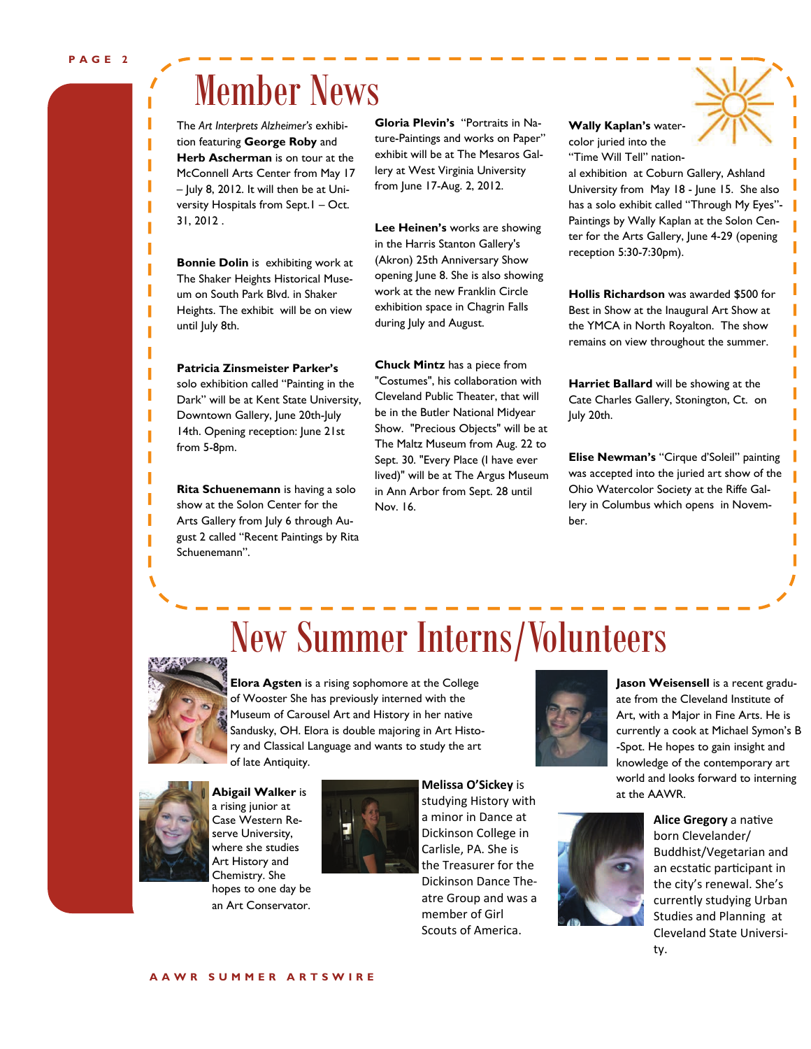# Member News

The *Art Interprets Alzheimer's* exhibition featuring **George Roby** and **Herb Ascherman** is on tour at the McConnell Arts Center from May 17 – July 8, 2012. It will then be at University Hospitals from Sept.1 – Oct. 31, 2012 .

**Bonnie Dolin** is exhibiting work at The Shaker Heights Historical Museum on South Park Blvd. in Shaker Heights. The exhibit will be on view until July 8th.

**Patricia Zinsmeister Parker's** solo exhibition called "Painting in the Dark" will be at Kent State University, Downtown Gallery, June 20th-July 14th. Opening reception: June 21st from 5-8pm.

**Rita Schuenemann** is having a solo show at the Solon Center for the Arts Gallery from July 6 through August 2 called "Recent Paintings by Rita Schuenemann".

**Gloria Plevin's** "Portraits in Nature-Paintings and works on Paper" exhibit will be at The Mesaros Gallery at West Virginia University from June 17-Aug. 2, 2012.

**Lee Heinen's** works are showing in the Harris Stanton Gallery's (Akron) 25th Anniversary Show opening June 8. She is also showing work at the new Franklin Circle exhibition space in Chagrin Falls during July and August.

**Chuck Mintz** has a piece from "Costumes", his collaboration with Cleveland Public Theater, that will be in the Butler National Midyear Show. "Precious Objects" will be at The Maltz Museum from Aug. 22 to Sept. 30. "Every Place (I have ever lived)" will be at The Argus Museum in Ann Arbor from Sept. 28 until Nov. 16.

**Wally Kaplan's** watercolor juried into the "Time Will Tell" national exhibition at Coburn Gallery, Ashland University from May 18 - June 15. She also has a solo exhibit called "Through My Eyes"- Paintings by Wally Kaplan at the Solon Center for the Arts Gallery, June 4-29 (opening reception 5:30-7:30pm).

**Hollis Richardson** was awarded $500 for Best in Show at the Inaugural Art Show at the YMCA in North Royalton. The show remains on view throughout the summer.

**Harriet Ballard** will be showing at the Cate Charles Gallery, Stonington, Ct. on July 20th.

**Elise Newman's** "Cirque d'Soleil" painting was accepted into the juried art show of the Ohio Watercolor Society at the Riffe Gallery in Columbus which opens in November.

# New Summer Interns/Volunteers

**Elora Agsten** is a rising sophomore at the College of Wooster She has previously interned with the Museum of Carousel Art and History in her native Sandusky, OH. Elora is double majoring in Art History and Classical Language and wants to study the art of late Antiquity.

**Abigail Walker** is a rising junior at Case Western Reserve University, where she studies Art History and Chemistry. She hopes to one day be an Art Conservator.

**Melissa O'Sickey** is studying History with a minor in Dance at Dickinson College in Carlisle, PA. She is the Treasurer for the Dickinson Dance Theatre Group and was a member of Girl Scouts of America.

**Jason Weisensell** is a recent graduate from the Cleveland Institute of Art, with a Major in Fine Arts. He is currently a cook at Michael Symon's B-Spot. He hopes to gain insight and knowledge of the contemporary art world and looks forward to interning at the AAWR.

**Alice Gregory** a native born Clevelander/ Buddhist/Vegetarian and an ecstatic participant in the city's renewal. She's currently studying Urban Studies and Planning at Cleveland State University.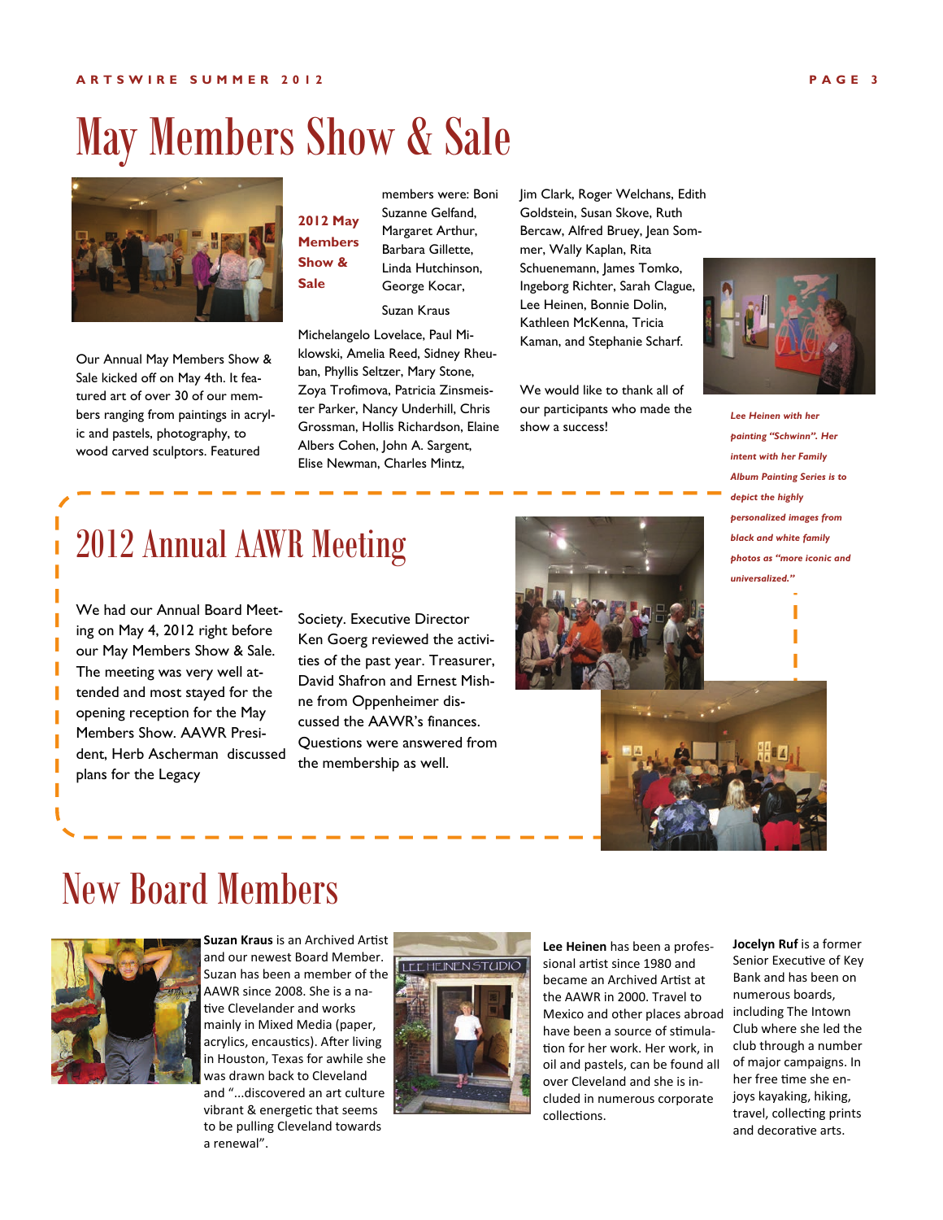# May Members Show & Sale

Our Annual May Members Show & Sale kicked off on May 4th. It featured art of over 30 of our members ranging from paintings in acrylic and pastels, photography, to wood carved sculptors. Featured

**2012 May Members Show & Sale**

members were: Boni Suzanne Gelfand, Margaret Arthur, Barbara Gillette, Linda Hutchinson, George Kocar, Suzan Kraus Michelangelo Lovelace, Paul Miklowski, Amelia Reed, Sidney Rheuban, Phyllis Seltzer, Mary Stone, Zoya Trofimova, Patricia Zinsmeister Parker, Nancy Underhill, Chris Grossman, Hollis Richardson, Elaine Albers Cohen, John A. Sargent, Elise Newman, Charles Mintz, Jim Clark, Roger Welchans, Edith Goldstein, Susan Skove, Ruth Bercaw, Alfred Bruey, Jean Sommer, Wally Kaplan, Rita Schuenemann, James Tomko, Ingeborg Richter, Sarah Clague, Lee Heinen, Bonnie Dolin, Kathleen McKenna, Tricia Kaman, and Stephanie Scharf.

We would like to thank all of our participants who made the show a success!

*Lee Heinen with her painting "Schwinn". Her intent with her Family Album Painting Series is to depict the highly personalized images from black and white family photos as "more iconic and universalized."*

# 2012 Annual AAWR Meeting

We had our Annual Board Meeting on May 4, 2012 right before our May Members Show & Sale. The meeting was very well attended and most stayed for the opening reception for the May Members Show. AAWR President, Herb Ascherman discussed plans for the Legacy Society. Executive Director Ken Goerg reviewed the activities of the past year. Treasurer, David Shafron and Ernest Mishne from Oppenheimer discussed the AAWR's finances. Questions were answered from the membership as well.

# New Board Members

**Suzan Kraus** is an Archived Artist and our newest Board Member. Suzan has been a member of the AAWR since 2008. She is a native Clevelander and works mainly in Mixed Media (paper, acrylics, encaustics). After living in Houston, Texas for awhile she was drawn back to Cleveland and "...discovered an art culture vibrant & energetic that seems to be pulling Cleveland towards a renewal".

**Lee Heinen** has been a professional artist since 1980 and became an Archived Artist at the AAWR in 2000. Travel to Mexico and other places abroad have been a source of stimulation for her work. Her work, in oil and pastels, can be found all over Cleveland and she is included in numerous corporate collections.

**Jocelyn Ruf** is a former Senior Executive of Key Bank and has been on numerous boards, including The Intown Club where she led the club through a number of major campaigns. In her free time she enjoys kayaking, hiking, travel, collecting prints and decorative arts.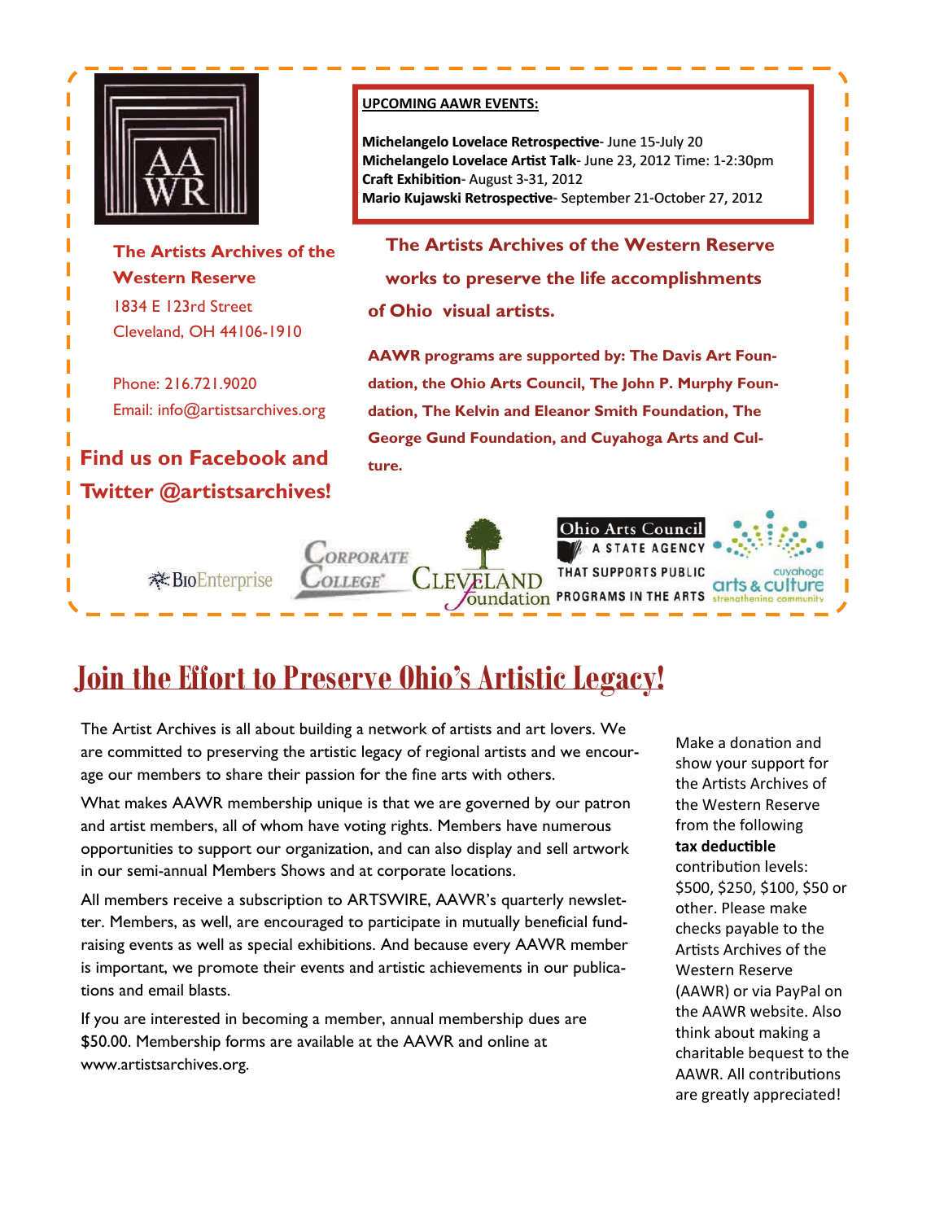AAWR

**The Artists Archives of the Western Reserve**

1834 E 123rd Street
Cleveland, OH 44106-1910

Phone: 216.721.9020
Email: info@artistsarchives.org

**Find us on Facebook and Twitter @artistsarchives!**

**UPCOMING AAWR EVENTS:**

**Michelangelo Lovelace Retrospective**- June 15-July 20
**Michelangelo Lovelace Artist Talk**- June 23, 2012 Time: 1-2:30pm
**Craft Exhibition**- August 3-31, 2012
**Mario Kujawski Retrospective**- September 21-October 27, 2012

**The Artists Archives of the Western Reserve works to preserve the life accomplishments of Ohio visual artists.**

**AAWR programs are supported by: The Davis Art Foundation, the Ohio Arts Council, The John P. Murphy Foundation, The Kelvin and Eleanor Smith Foundation, The George Gund Foundation, and Cuyahoga Arts and Culture.**

BioEnterprise | Corporate College | Cleveland Foundation | Ohio Arts Council A STATE AGENCY THAT SUPPORTS PUBLIC PROGRAMS IN THE ARTS | cuyahoga arts & culture strengthening community

# Join the Effort to Preserve Ohio's Artistic Legacy!

The Artist Archives is all about building a network of artists and art lovers. We are committed to preserving the artistic legacy of regional artists and we encourage our members to share their passion for the fine arts with others.

What makes AAWR membership unique is that we are governed by our patron and artist members, all of whom have voting rights. Members have numerous opportunities to support our organization, and can also display and sell artwork in our semi-annual Members Shows and at corporate locations.

All members receive a subscription to ARTSWIRE, AAWR's quarterly newsletter. Members, as well, are encouraged to participate in mutually beneficial fundraising events as well as special exhibitions. And because every AAWR member is important, we promote their events and artistic achievements in our publications and email blasts.

If you are interested in becoming a member, annual membership dues are $50.00. Membership forms are available at the AAWR and online at www.artistsarchives.org.

Make a donation and show your support for the Artists Archives of the Western Reserve from the following **tax deductible** contribution levels: $500, $250, $100, $50 or other. Please make checks payable to the Artists Archives of the Western Reserve (AAWR) or via PayPal on the AAWR website. Also think about making a charitable bequest to the AAWR. All contributions are greatly appreciated!